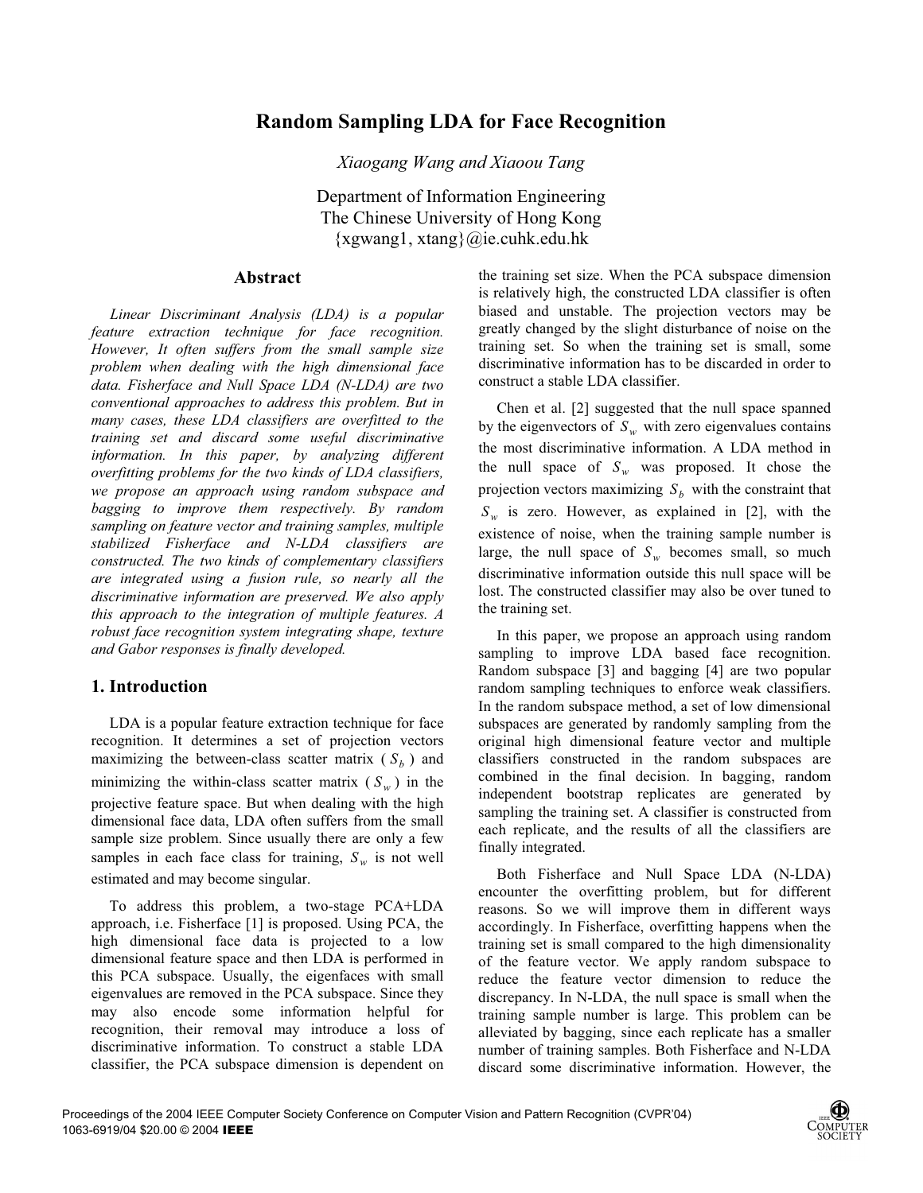# Random Sampling LDA for Face Recognition

*Xiaogang Wang and Xiaoou Tang*

Department of Information Engineering
The Chinese University of Hong Kong
{xgwang1, xtang}@ie.cuhk.edu.hk

## Abstract

*Linear Discriminant Analysis (LDA) is a popular feature extraction technique for face recognition. However, It often suffers from the small sample size problem when dealing with the high dimensional face data. Fisherface and Null Space LDA (N-LDA) are two conventional approaches to address this problem. But in many cases, these LDA classifiers are overfitted to the training set and discard some useful discriminative information. In this paper, by analyzing different overfitting problems for the two kinds of LDA classifiers, we propose an approach using random subspace and bagging to improve them respectively. By random sampling on feature vector and training samples, multiple stabilized Fisherface and N-LDA classifiers are constructed. The two kinds of complementary classifiers are integrated using a fusion rule, so nearly all the discriminative information are preserved. We also apply this approach to the integration of multiple features. A robust face recognition system integrating shape, texture and Gabor responses is finally developed.*

## 1. Introduction

LDA is a popular feature extraction technique for face recognition. It determines a set of projection vectors maximizing the between-class scatter matrix ( $S_b$ ) and minimizing the within-class scatter matrix ( $S_w$ ) in the projective feature space. But when dealing with the high dimensional face data, LDA often suffers from the small sample size problem. Since usually there are only a few samples in each face class for training, $S_w$ is not well estimated and may become singular.

To address this problem, a two-stage PCA+LDA approach, i.e. Fisherface [1] is proposed. Using PCA, the high dimensional face data is projected to a low dimensional feature space and then LDA is performed in this PCA subspace. Usually, the eigenfaces with small eigenvalues are removed in the PCA subspace. Since they may also encode some information helpful for recognition, their removal may introduce a loss of discriminative information. To construct a stable LDA classifier, the PCA subspace dimension is dependent on the training set size. When the PCA subspace dimension is relatively high, the constructed LDA classifier is often biased and unstable. The projection vectors may be greatly changed by the slight disturbance of noise on the training set. So when the training set is small, some discriminative information has to be discarded in order to construct a stable LDA classifier.

Chen et al. [2] suggested that the null space spanned by the eigenvectors of $S_w$ with zero eigenvalues contains the most discriminative information. A LDA method in the null space of $S_w$ was proposed. It chose the projection vectors maximizing $S_b$ with the constraint that $S_w$ is zero. However, as explained in [2], with the existence of noise, when the training sample number is large, the null space of $S_w$ becomes small, so much discriminative information outside this null space will be lost. The constructed classifier may also be over tuned to the training set.

In this paper, we propose an approach using random sampling to improve LDA based face recognition. Random subspace [3] and bagging [4] are two popular random sampling techniques to enforce weak classifiers. In the random subspace method, a set of low dimensional subspaces are generated by randomly sampling from the original high dimensional feature vector and multiple classifiers constructed in the random subspaces are combined in the final decision. In bagging, random independent bootstrap replicates are generated by sampling the training set. A classifier is constructed from each replicate, and the results of all the classifiers are finally integrated.

Both Fisherface and Null Space LDA (N-LDA) encounter the overfitting problem, but for different reasons. So we will improve them in different ways accordingly. In Fisherface, overfitting happens when the training set is small compared to the high dimensionality of the feature vector. We apply random subspace to reduce the feature vector dimension to reduce the discrepancy. In N-LDA, the null space is small when the training sample number is large. This problem can be alleviated by bagging, since each replicate has a smaller number of training samples. Both Fisherface and N-LDA discard some discriminative information. However, the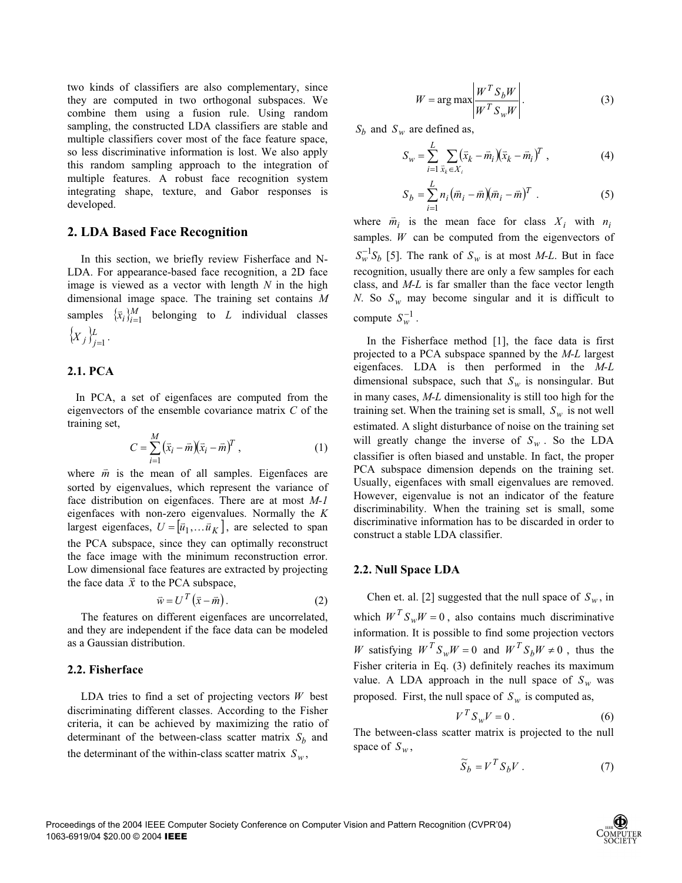two kinds of classifiers are also complementary, since they are computed in two orthogonal subspaces. We combine them using a fusion rule. Using random sampling, the constructed LDA classifiers are stable and multiple classifiers cover most of the face feature space, so less discriminative information is lost. We also apply this random sampling approach to the integration of multiple features. A robust face recognition system integrating shape, texture, and Gabor responses is developed.

## 2. LDA Based Face Recognition

In this section, we briefly review Fisherface and N-LDA. For appearance-based face recognition, a 2D face image is viewed as a vector with length *N* in the high dimensional image space. The training set contains *M* samples $\{\vec{x}_i\}_{i=1}^{M}$ belonging to *L* individual classes $\{X_j\}_{j=1}^{L}$.

### 2.1. PCA

In PCA, a set of eigenfaces are computed from the eigenvectors of the ensemble covariance matrix *C* of the training set,

$$C = \sum_{i=1}^{M} (\vec{x}_i - \vec{m})(\vec{x}_i - \vec{m})^T , \tag{1}$$

where $\vec{m}$ is the mean of all samples. Eigenfaces are sorted by eigenvalues, which represent the variance of face distribution on eigenfaces. There are at most *M-1* eigenfaces with non-zero eigenvalues. Normally the *K* largest eigenfaces, $U = [\vec{u}_1, \ldots \vec{u}_K]$, are selected to span the PCA subspace, since they can optimally reconstruct the face image with the minimum reconstruction error. Low dimensional face features are extracted by projecting the face data $\vec{x}$ to the PCA subspace,

$$\vec{w} = U^T (\vec{x} - \vec{m}) . \tag{2}$$

The features on different eigenfaces are uncorrelated, and they are independent if the face data can be modeled as a Gaussian distribution.

### 2.2. Fisherface

LDA tries to find a set of projecting vectors *W* best discriminating different classes. According to the Fisher criteria, it can be achieved by maximizing the ratio of determinant of the between-class scatter matrix $S_b$ and the determinant of the within-class scatter matrix $S_w$,

$$W = \arg\max \left| \frac{W^T S_b W}{W^T S_w W} \right| . \tag{3}$$

$S_b$ and $S_w$ are defined as,

$$S_w = \sum_{i=1}^{L} \sum_{\vec{x}_k \in X_i} (\vec{x}_k - \vec{m}_i)(\vec{x}_k - \vec{m}_i)^T , \tag{4}$$

$$S_b = \sum_{i=1}^{L} n_i (\vec{m}_i - \vec{m})(\vec{m}_i - \vec{m})^T . \tag{5}$$

where $\vec{m}_i$ is the mean face for class $X_i$ with $n_i$ samples. $W$ can be computed from the eigenvectors of $S_w^{-1} S_b$ [5]. The rank of $S_w$ is at most *M-L*. But in face recognition, usually there are only a few samples for each class, and *M-L* is far smaller than the face vector length *N*. So $S_w$ may become singular and it is difficult to compute $S_w^{-1}$.

In the Fisherface method [1], the face data is first projected to a PCA subspace spanned by the *M-L* largest eigenfaces. LDA is then performed in the *M-L* dimensional subspace, such that $S_w$ is nonsingular. But in many cases, *M-L* dimensionality is still too high for the training set. When the training set is small, $S_w$ is not well estimated. A slight disturbance of noise on the training set will greatly change the inverse of $S_w$. So the LDA classifier is often biased and unstable. In fact, the proper PCA subspace dimension depends on the training set. Usually, eigenfaces with small eigenvalues are removed. However, eigenvalue is not an indicator of the feature discriminability. When the training set is small, some discriminative information has to be discarded in order to construct a stable LDA classifier.

### 2.2. Null Space LDA

Chen et. al. [2] suggested that the null space of $S_w$, in which $W^T S_w W = 0$, also contains much discriminative information. It is possible to find some projection vectors $W$ satisfying $W^T S_w W = 0$ and $W^T S_b W \neq 0$, thus the Fisher criteria in Eq. (3) definitely reaches its maximum value. A LDA approach in the null space of $S_w$ was proposed. First, the null space of $S_w$ is computed as,

$$V^T S_w V = 0 . \tag{6}$$

The between-class scatter matrix is projected to the null space of $S_w$,

$$\widetilde{S}_b = V^T S_b V . \tag{7}$$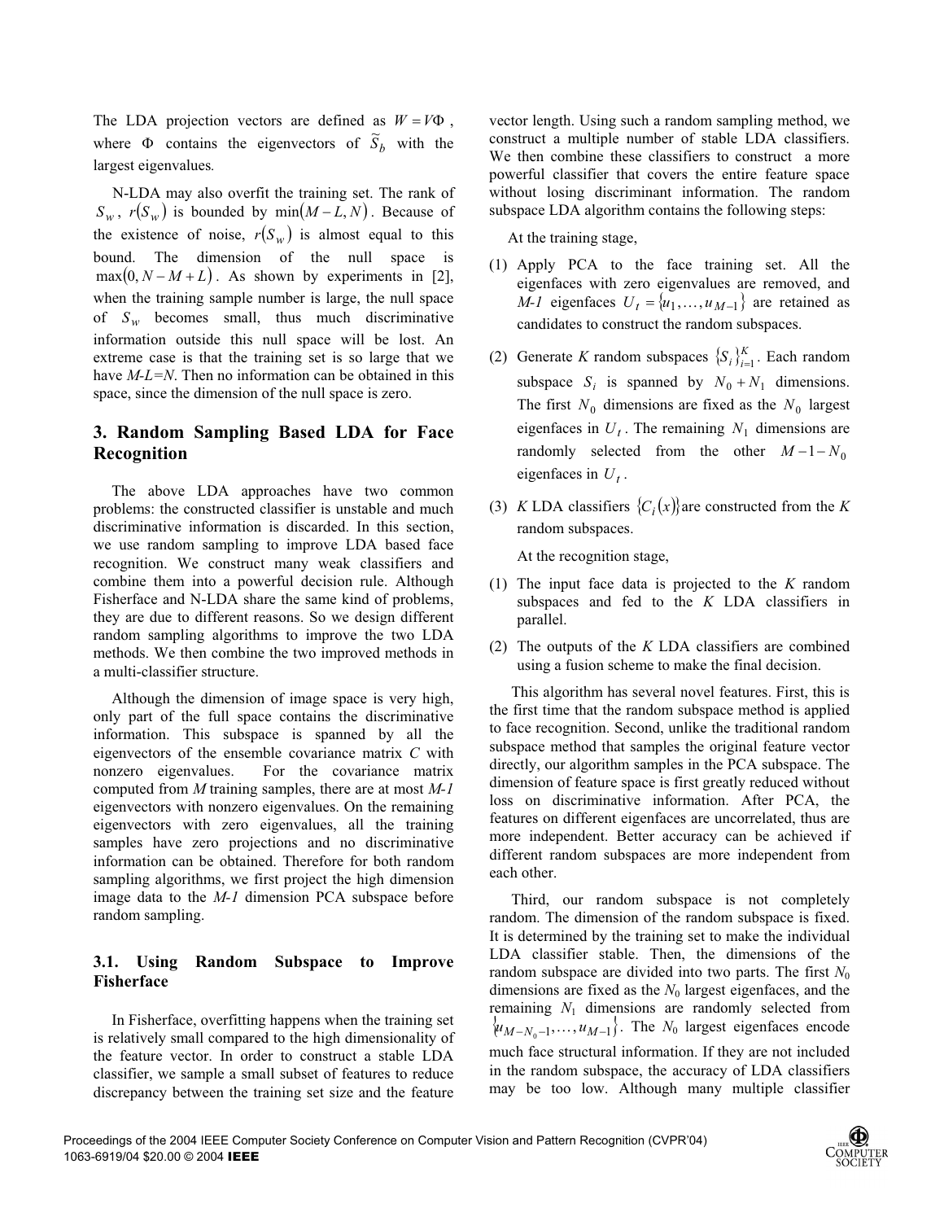The LDA projection vectors are defined as $W = V\Phi$, where $\Phi$ contains the eigenvectors of $\widetilde{S}_b$ with the largest eigenvalues.

N-LDA may also overfit the training set. The rank of $S_w$, $r(S_w)$ is bounded by $\min(M-L, N)$. Because of the existence of noise, $r(S_w)$ is almost equal to this bound. The dimension of the null space is $\max(0, N-M+L)$. As shown by experiments in [2], when the training sample number is large, the null space of $S_W$ becomes small, thus much discriminative information outside this null space will be lost. An extreme case is that the training set is so large that we have *M-L=N*. Then no information can be obtained in this space, since the dimension of the null space is zero.

## 3. Random Sampling Based LDA for Face Recognition

The above LDA approaches have two common problems: the constructed classifier is unstable and much discriminative information is discarded. In this section, we use random sampling to improve LDA based face recognition. We construct many weak classifiers and combine them into a powerful decision rule. Although Fisherface and N-LDA share the same kind of problems, they are due to different reasons. So we design different random sampling algorithms to improve the two LDA methods. We then combine the two improved methods in a multi-classifier structure.

Although the dimension of image space is very high, only part of the full space contains the discriminative information. This subspace is spanned by all the eigenvectors of the ensemble covariance matrix *C* with nonzero eigenvalues. For the covariance matrix computed from *M* training samples, there are at most *M-1* eigenvectors with nonzero eigenvalues. On the remaining eigenvectors with zero eigenvalues, all the training samples have zero projections and no discriminative information can be obtained. Therefore for both random sampling algorithms, we first project the high dimension image data to the *M-1* dimension PCA subspace before random sampling.

### 3.1. Using Random Subspace to Improve Fisherface

In Fisherface, overfitting happens when the training set is relatively small compared to the high dimensionality of the feature vector. In order to construct a stable LDA classifier, we sample a small subset of features to reduce discrepancy between the training set size and the feature vector length. Using such a random sampling method, we construct a multiple number of stable LDA classifiers. We then combine these classifiers to construct a more powerful classifier that covers the entire feature space without losing discriminant information. The random subspace LDA algorithm contains the following steps:

At the training stage,

(1) Apply PCA to the face training set. All the eigenfaces with zero eigenvalues are removed, and *M-1* eigenfaces $U_t = \{u_1, \ldots, u_{M-1}\}$ are retained as candidates to construct the random subspaces.

(2) Generate *K* random subspaces $\{S_i\}_{i=1}^{K}$. Each random subspace $S_i$ is spanned by $N_0 + N_1$ dimensions. The first $N_0$ dimensions are fixed as the $N_0$ largest eigenfaces in $U_t$. The remaining $N_1$ dimensions are randomly selected from the other $M-1-N_0$ eigenfaces in $U_t$.

(3) *K* LDA classifiers $\{C_i(x)\}$ are constructed from the *K* random subspaces.

At the recognition stage,

(1) The input face data is projected to the *K* random subspaces and fed to the *K* LDA classifiers in parallel.

(2) The outputs of the *K* LDA classifiers are combined using a fusion scheme to make the final decision.

This algorithm has several novel features. First, this is the first time that the random subspace method is applied to face recognition. Second, unlike the traditional random subspace method that samples the original feature vector directly, our algorithm samples in the PCA subspace. The dimension of feature space is first greatly reduced without loss on discriminative information. After PCA, the features on different eigenfaces are uncorrelated, thus are more independent. Better accuracy can be achieved if different random subspaces are more independent from each other.

Third, our random subspace is not completely random. The dimension of the random subspace is fixed. It is determined by the training set to make the individual LDA classifier stable. Then, the dimensions of the random subspace are divided into two parts. The first $N_0$ dimensions are fixed as the $N_0$ largest eigenfaces, and the remaining $N_1$ dimensions are randomly selected from $\{u_{M-N_0-1}, \ldots, u_{M-1}\}$. The $N_0$ largest eigenfaces encode much face structural information. If they are not included in the random subspace, the accuracy of LDA classifiers may be too low. Although many multiple classifier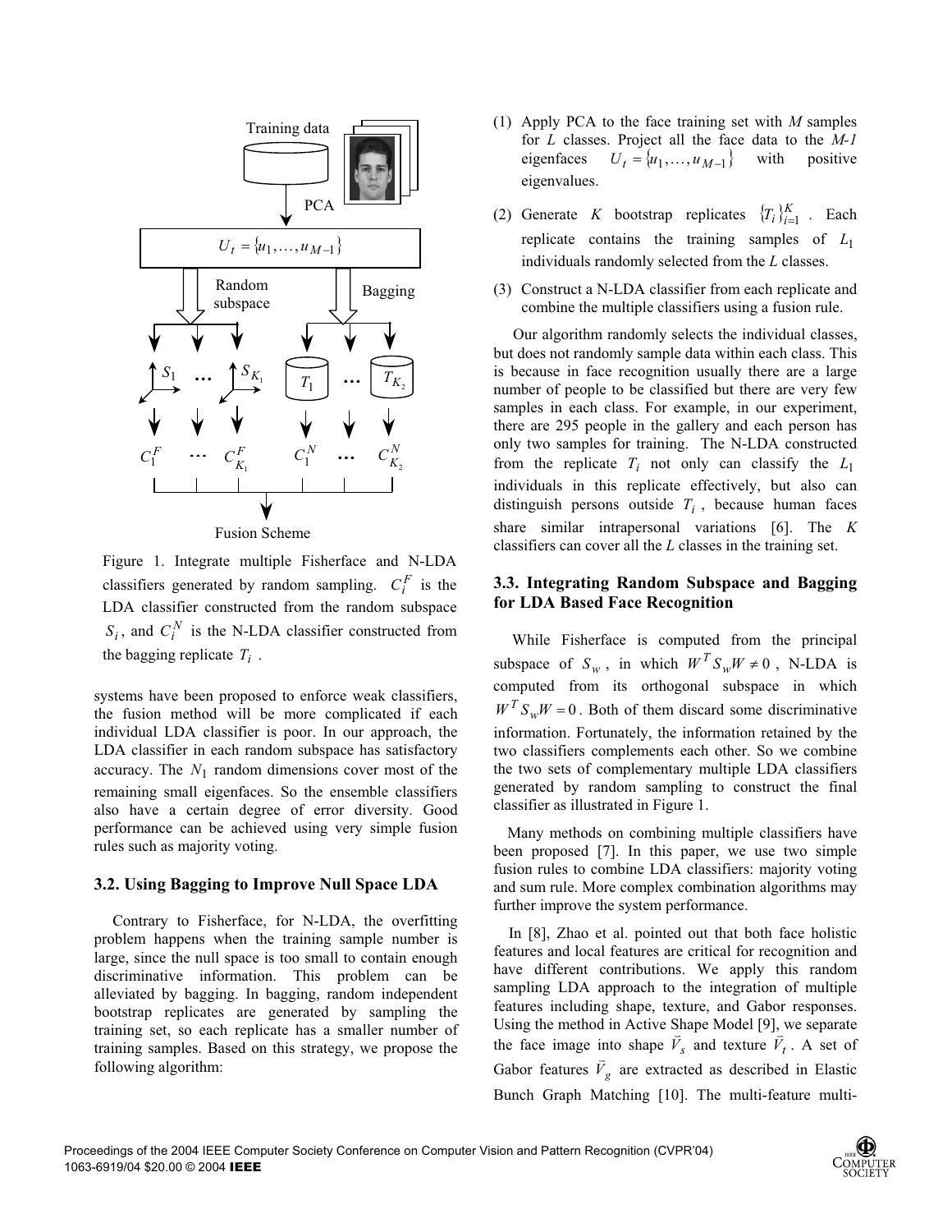Figure 1. Integrate multiple Fisherface and N-LDA classifiers generated by random sampling. $C_i^F$ is the LDA classifier constructed from the random subspace $S_i$, and $C_i^N$ is the N-LDA classifier constructed from the bagging replicate $T_i$.

systems have been proposed to enforce weak classifiers, the fusion method will be more complicated if each individual LDA classifier is poor. In our approach, the LDA classifier in each random subspace has satisfactory accuracy. The $N_1$ random dimensions cover most of the remaining small eigenfaces. So the ensemble classifiers also have a certain degree of error diversity. Good performance can be achieved using very simple fusion rules such as majority voting.

### 3.2. Using Bagging to Improve Null Space LDA

Contrary to Fisherface, for N-LDA, the overfitting problem happens when the training sample number is large, since the null space is too small to contain enough discriminative information. This problem can be alleviated by bagging. In bagging, random independent bootstrap replicates are generated by sampling the training set, so each replicate has a smaller number of training samples. Based on this strategy, we propose the following algorithm:

(1) Apply PCA to the face training set with *M* samples for *L* classes. Project all the face data to the *M-1* eigenfaces $U_t = \{u_1, \ldots, u_{M-1}\}$ with positive eigenvalues.

(2) Generate *K* bootstrap replicates $\{T_i\}_{i=1}^{K}$. Each replicate contains the training samples of $L_1$ individuals randomly selected from the *L* classes.

(3) Construct a N-LDA classifier from each replicate and combine the multiple classifiers using a fusion rule.

Our algorithm randomly selects the individual classes, but does not randomly sample data within each class. This is because in face recognition usually there are a large number of people to be classified but there are very few samples in each class. For example, in our experiment, there are 295 people in the gallery and each person has only two samples for training. The N-LDA constructed from the replicate $T_i$ not only can classify the $L_1$ individuals in this replicate effectively, but also can distinguish persons outside $T_i$, because human faces share similar intrapersonal variations [6]. The *K* classifiers can cover all the *L* classes in the training set.

### 3.3. Integrating Random Subspace and Bagging for LDA Based Face Recognition

While Fisherface is computed from the principal subspace of $S_w$, in which $W^T S_w W \neq 0$, N-LDA is computed from its orthogonal subspace in which $W^T S_w W = 0$. Both of them discard some discriminative information. Fortunately, the information retained by the two classifiers complements each other. So we combine the two sets of complementary multiple LDA classifiers generated by random sampling to construct the final classifier as illustrated in Figure 1.

Many methods on combining multiple classifiers have been proposed [7]. In this paper, we use two simple fusion rules to combine LDA classifiers: majority voting and sum rule. More complex combination algorithms may further improve the system performance.

In [8], Zhao et al. pointed out that both face holistic features and local features are critical for recognition and have different contributions. We apply this random sampling LDA approach to the integration of multiple features including shape, texture, and Gabor responses. Using the method in Active Shape Model [9], we separate the face image into shape $\vec{V}_s$ and texture $\vec{V}_t$. A set of Gabor features $\vec{V}_g$ are extracted as described in Elastic Bunch Graph Matching [10]. The multi-feature multi-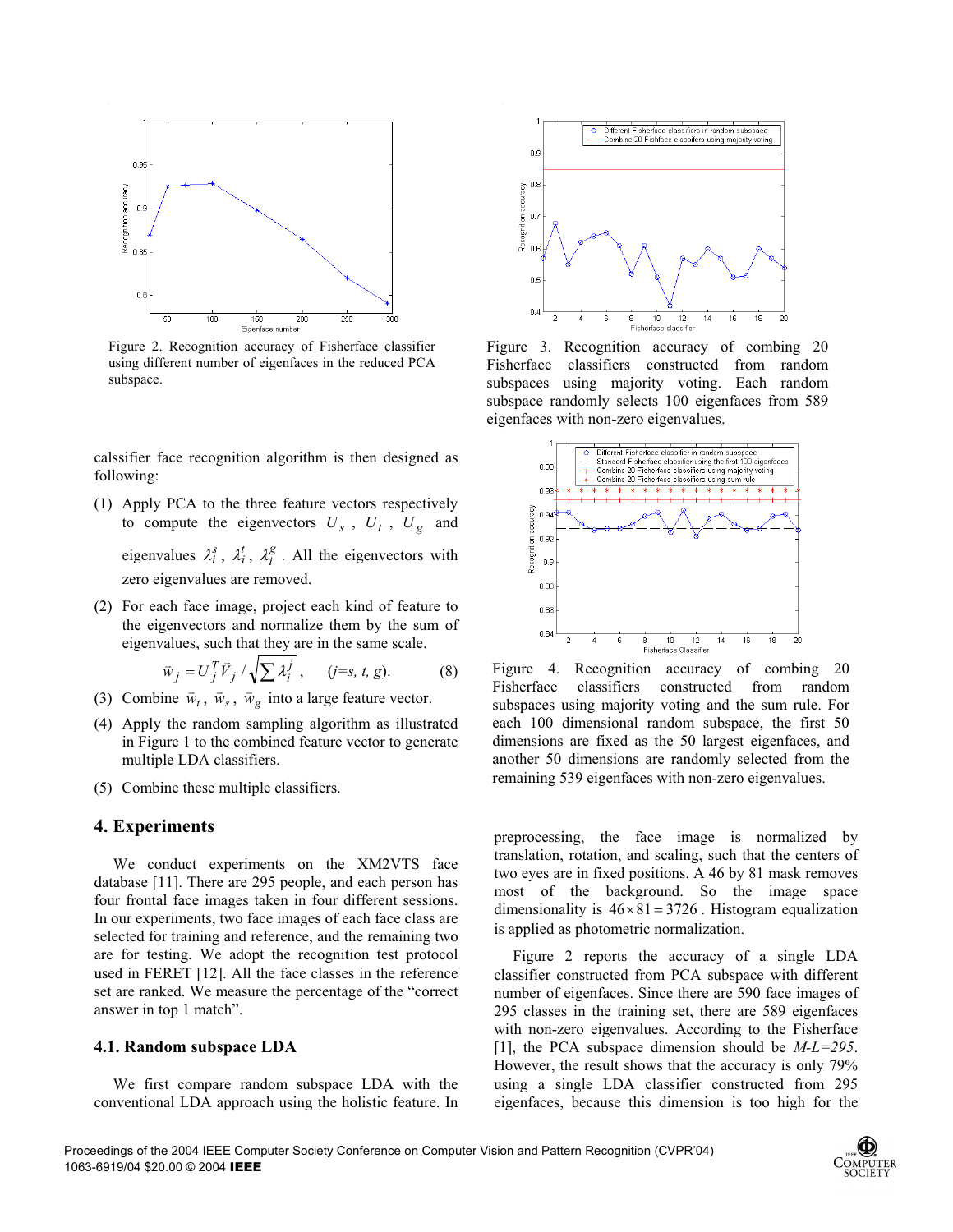Figure 2. Recognition accuracy of Fisherface classifier using different number of eigenfaces in the reduced PCA subspace.

Figure 3. Recognition accuracy of combing 20 Fisherface classifiers constructed from random subspaces using majority voting. Each random subspace randomly selects 100 eigenfaces from 589 eigenfaces with non-zero eigenvalues.

calssifier face recognition algorithm is then designed as following:

(1) Apply PCA to the three feature vectors respectively to compute the eigenvectors $U_s$, $U_t$, $U_g$ and eigenvalues $\lambda_i^s$, $\lambda_i^t$, $\lambda_i^g$. All the eigenvectors with zero eigenvalues are removed.

(2) For each face image, project each kind of feature to the eigenvectors and normalize them by the sum of eigenvalues, such that they are in the same scale.

$$\vec{w}_j = U_j^T \vec{V}_j / \sqrt{\sum \lambda_i^j}, \quad (j=s, t, g). \qquad (8)$$

(3) Combine $\vec{w}_t$, $\vec{w}_s$, $\vec{w}_g$ into a large feature vector.

(4) Apply the random sampling algorithm as illustrated in Figure 1 to the combined feature vector to generate multiple LDA classifiers.

(5) Combine these multiple classifiers.

## 4. Experiments

We conduct experiments on the XM2VTS face database [11]. There are 295 people, and each person has four frontal face images taken in four different sessions. In our experiments, two face images of each face class are selected for training and reference, and the remaining two are for testing. We adopt the recognition test protocol used in FERET [12]. All the face classes in the reference set are ranked. We measure the percentage of the "correct answer in top 1 match".

### 4.1. Random subspace LDA

We first compare random subspace LDA with the conventional LDA approach using the holistic feature. In preprocessing, the face image is normalized by translation, rotation, and scaling, such that the centers of two eyes are in fixed positions. A 46 by 81 mask removes most of the background. So the image space dimensionality is $46 \times 81 = 3726$. Histogram equalization is applied as photometric normalization.

Figure 4. Recognition accuracy of combing 20 Fisherface classifiers constructed from random subspaces using majority voting and the sum rule. For each 100 dimensional random subspace, the first 50 dimensions are fixed as the 50 largest eigenfaces, and another 50 dimensions are randomly selected from the remaining 539 eigenfaces with non-zero eigenvalues.

Figure 2 reports the accuracy of a single LDA classifier constructed from PCA subspace with different number of eigenfaces. Since there are 590 face images of 295 classes in the training set, there are 589 eigenfaces with non-zero eigenvalues. According to the Fisherface [1], the PCA subspace dimension should be *M-L=295*. However, the result shows that the accuracy is only 79% using a single LDA classifier constructed from 295 eigenfaces, because this dimension is too high for the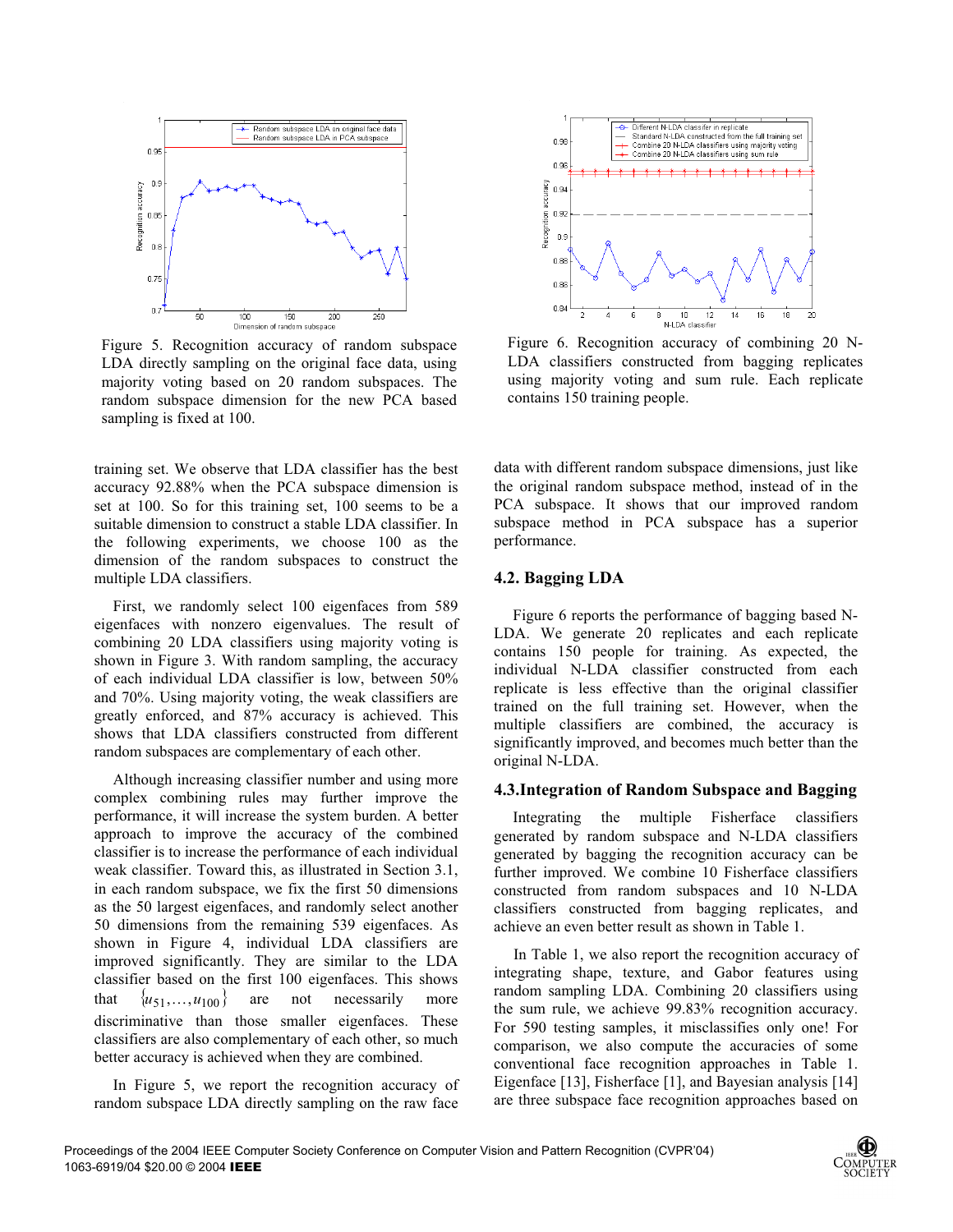Figure 5. Recognition accuracy of random subspace LDA directly sampling on the original face data, using majority voting based on 20 random subspaces. The random subspace dimension for the new PCA based sampling is fixed at 100.

Figure 6. Recognition accuracy of combining 20 N-LDA classifiers constructed from bagging replicates using majority voting and sum rule. Each replicate contains 150 training people.

training set. We observe that LDA classifier has the best accuracy 92.88% when the PCA subspace dimension is set at 100. So for this training set, 100 seems to be a suitable dimension to construct a stable LDA classifier. In the following experiments, we choose 100 as the dimension of the random subspaces to construct the multiple LDA classifiers.

First, we randomly select 100 eigenfaces from 589 eigenfaces with nonzero eigenvalues. The result of combining 20 LDA classifiers using majority voting is shown in Figure 3. With random sampling, the accuracy of each individual LDA classifier is low, between 50% and 70%. Using majority voting, the weak classifiers are greatly enforced, and 87% accuracy is achieved. This shows that LDA classifiers constructed from different random subspaces are complementary of each other.

Although increasing classifier number and using more complex combining rules may further improve the performance, it will increase the system burden. A better approach to improve the accuracy of the combined classifier is to increase the performance of each individual weak classifier. Toward this, as illustrated in Section 3.1, in each random subspace, we fix the first 50 dimensions as the 50 largest eigenfaces, and randomly select another 50 dimensions from the remaining 539 eigenfaces. As shown in Figure 4, individual LDA classifiers are improved significantly. They are similar to the LDA classifier based on the first 100 eigenfaces. This shows that $\{u_{51},\ldots,u_{100}\}$ are not necessarily more discriminative than those smaller eigenfaces. These classifiers are also complementary of each other, so much better accuracy is achieved when they are combined.

In Figure 5, we report the recognition accuracy of random subspace LDA directly sampling on the raw face data with different random subspace dimensions, just like the original random subspace method, instead of in the PCA subspace. It shows that our improved random subspace method in PCA subspace has a superior performance.

## 4.2. Bagging LDA

Figure 6 reports the performance of bagging based N-LDA. We generate 20 replicates and each replicate contains 150 people for training. As expected, the individual N-LDA classifier constructed from each replicate is less effective than the original classifier trained on the full training set. However, when the multiple classifiers are combined, the accuracy is significantly improved, and becomes much better than the original N-LDA.

## 4.3. Integration of Random Subspace and Bagging

Integrating the multiple Fisherface classifiers generated by random subspace and N-LDA classifiers generated by bagging the recognition accuracy can be further improved. We combine 10 Fisherface classifiers constructed from random subspaces and 10 N-LDA classifiers constructed from bagging replicates, and achieve an even better result as shown in Table 1.

In Table 1, we also report the recognition accuracy of integrating shape, texture, and Gabor features using random sampling LDA. Combining 20 classifiers using the sum rule, we achieve 99.83% recognition accuracy. For 590 testing samples, it misclassifies only one! For comparison, we also compute the accuracies of some conventional face recognition approaches in Table 1. Eigenface [13], Fisherface [1], and Bayesian analysis [14] are three subspace face recognition approaches based on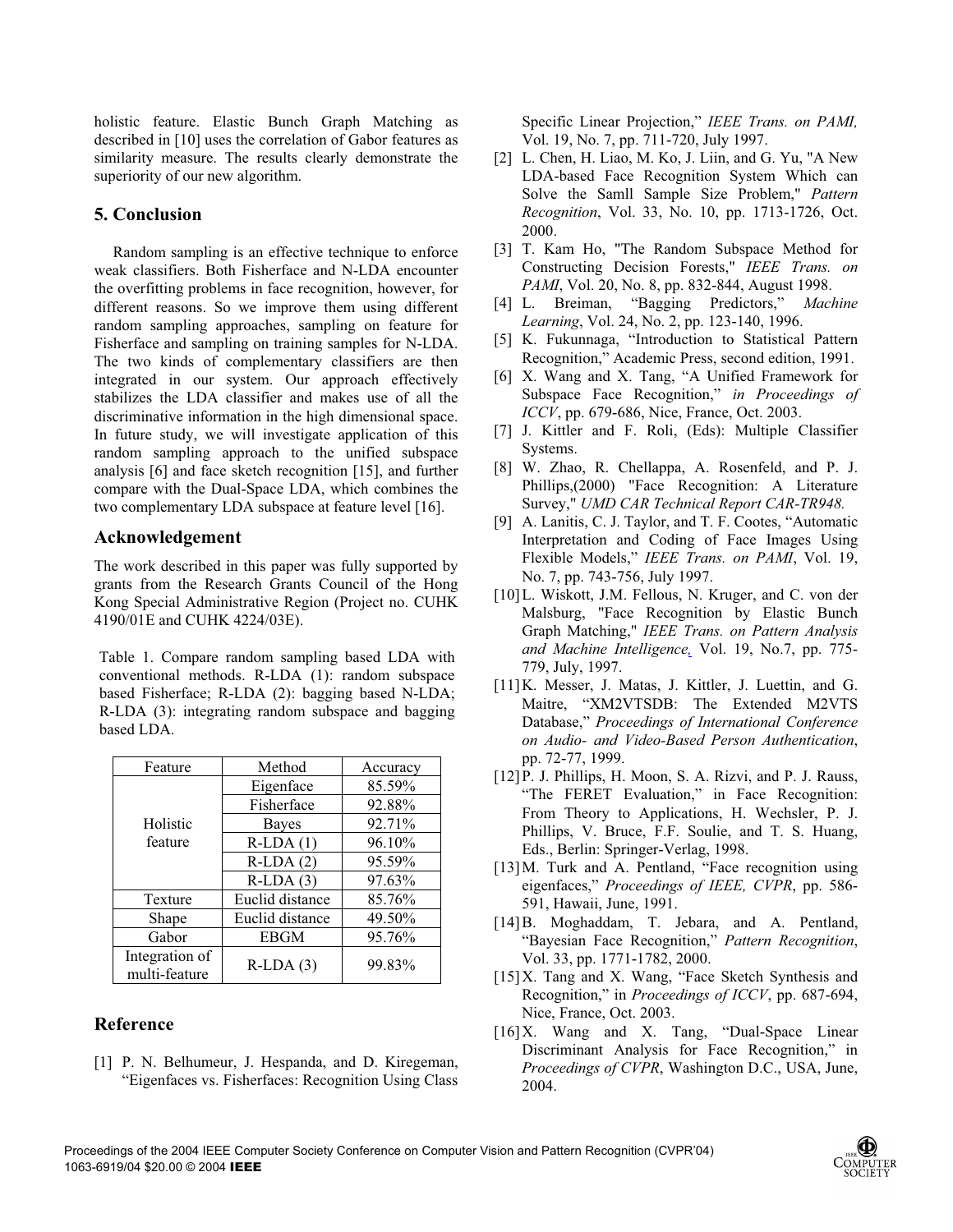holistic feature. Elastic Bunch Graph Matching as described in [10] uses the correlation of Gabor features as similarity measure. The results clearly demonstrate the superiority of our new algorithm.

## 5. Conclusion

Random sampling is an effective technique to enforce weak classifiers. Both Fisherface and N-LDA encounter the overfitting problems in face recognition, however, for different reasons. So we improve them using different random sampling approaches, sampling on feature for Fisherface and sampling on training samples for N-LDA. The two kinds of complementary classifiers are then integrated in our system. Our approach effectively stabilizes the LDA classifier and makes use of all the discriminative information in the high dimensional space. In future study, we will investigate application of this random sampling approach to the unified subspace analysis [6] and face sketch recognition [15], and further compare with the Dual-Space LDA, which combines the two complementary LDA subspace at feature level [16].

## Acknowledgement

The work described in this paper was fully supported by grants from the Research Grants Council of the Hong Kong Special Administrative Region (Project no. CUHK 4190/01E and CUHK 4224/03E).

Table 1. Compare random sampling based LDA with conventional methods. R-LDA (1): random subspace based Fisherface; R-LDA (2): bagging based N-LDA; R-LDA (3): integrating random subspace and bagging based LDA.

| Feature | Method | Accuracy |
| --- | --- | --- |
| Holistic feature | Eigenface | 85.59% |
| | Fisherface | 92.88% |
| | Bayes | 92.71% |
| | R-LDA (1) | 96.10% |
| | R-LDA (2) | 95.59% |
| | R-LDA (3) | 97.63% |
| Texture | Euclid distance | 85.76% |
| Shape | Euclid distance | 49.50% |
| Gabor | EBGM | 95.76% |
| Integration of multi-feature | R-LDA (3) | 99.83% |

## Reference

[1] P. N. Belhumeur, J. Hespanda, and D. Kiregeman, "Eigenfaces vs. Fisherfaces: Recognition Using Class Specific Linear Projection," *IEEE Trans. on PAMI,* Vol. 19, No. 7, pp. 711-720, July 1997.

[2] L. Chen, H. Liao, M. Ko, J. Liin, and G. Yu, "A New LDA-based Face Recognition System Which can Solve the Samll Sample Size Problem," *Pattern Recognition*, Vol. 33, No. 10, pp. 1713-1726, Oct. 2000.

[3] T. Kam Ho, "The Random Subspace Method for Constructing Decision Forests," *IEEE Trans. on PAMI*, Vol. 20, No. 8, pp. 832-844, August 1998.

[4] L. Breiman, "Bagging Predictors," *Machine Learning*, Vol. 24, No. 2, pp. 123-140, 1996.

[5] K. Fukunnaga, "Introduction to Statistical Pattern Recognition," Academic Press, second edition, 1991.

[6] X. Wang and X. Tang, "A Unified Framework for Subspace Face Recognition," *in Proceedings of ICCV*, pp. 679-686, Nice, France, Oct. 2003.

[7] J. Kittler and F. Roli, (Eds): Multiple Classifier Systems.

[8] W. Zhao, R. Chellappa, A. Rosenfeld, and P. J. Phillips,(2000) "Face Recognition: A Literature Survey," *UMD CAR Technical Report CAR-TR948.*

[9] A. Lanitis, C. J. Taylor, and T. F. Cootes, "Automatic Interpretation and Coding of Face Images Using Flexible Models," *IEEE Trans. on PAMI*, Vol. 19, No. 7, pp. 743-756, July 1997.

[10] L. Wiskott, J.M. Fellous, N. Kruger, and C. von der Malsburg, "Face Recognition by Elastic Bunch Graph Matching," *IEEE Trans. on Pattern Analysis and Machine Intelligence*, Vol. 19, No.7, pp. 775-779, July, 1997.

[11] K. Messer, J. Matas, J. Kittler, J. Luettin, and G. Maitre, "XM2VTSDB: The Extended M2VTS Database," *Proceedings of International Conference on Audio- and Video-Based Person Authentication*, pp. 72-77, 1999.

[12] P. J. Phillips, H. Moon, S. A. Rizvi, and P. J. Rauss, "The FERET Evaluation," in Face Recognition: From Theory to Applications, H. Wechsler, P. J. Phillips, V. Bruce, F.F. Soulie, and T. S. Huang, Eds., Berlin: Springer-Verlag, 1998.

[13] M. Turk and A. Pentland, "Face recognition using eigenfaces," *Proceedings of IEEE, CVPR*, pp. 586-591, Hawaii, June, 1991.

[14] B. Moghaddam, T. Jebara, and A. Pentland, "Bayesian Face Recognition," *Pattern Recognition*, Vol. 33, pp. 1771-1782, 2000.

[15] X. Tang and X. Wang, "Face Sketch Synthesis and Recognition," in *Proceedings of ICCV*, pp. 687-694, Nice, France, Oct. 2003.

[16] X. Wang and X. Tang, "Dual-Space Linear Discriminant Analysis for Face Recognition," in *Proceedings of CVPR*, Washington D.C., USA, June, 2004.